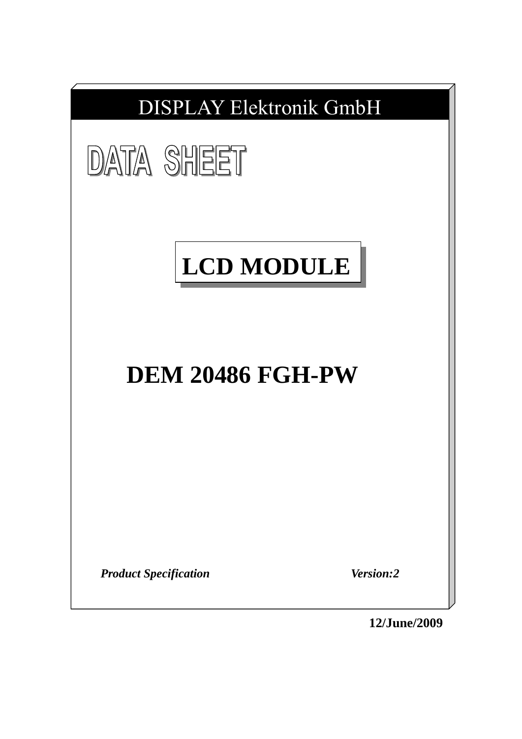DISPLAY Elektronik GmbH

# DATA SHEET

## LCD MODULE

# DEM 20486 FGH-PW

***Product Specification*** ***Version:2***

**12/June/2009**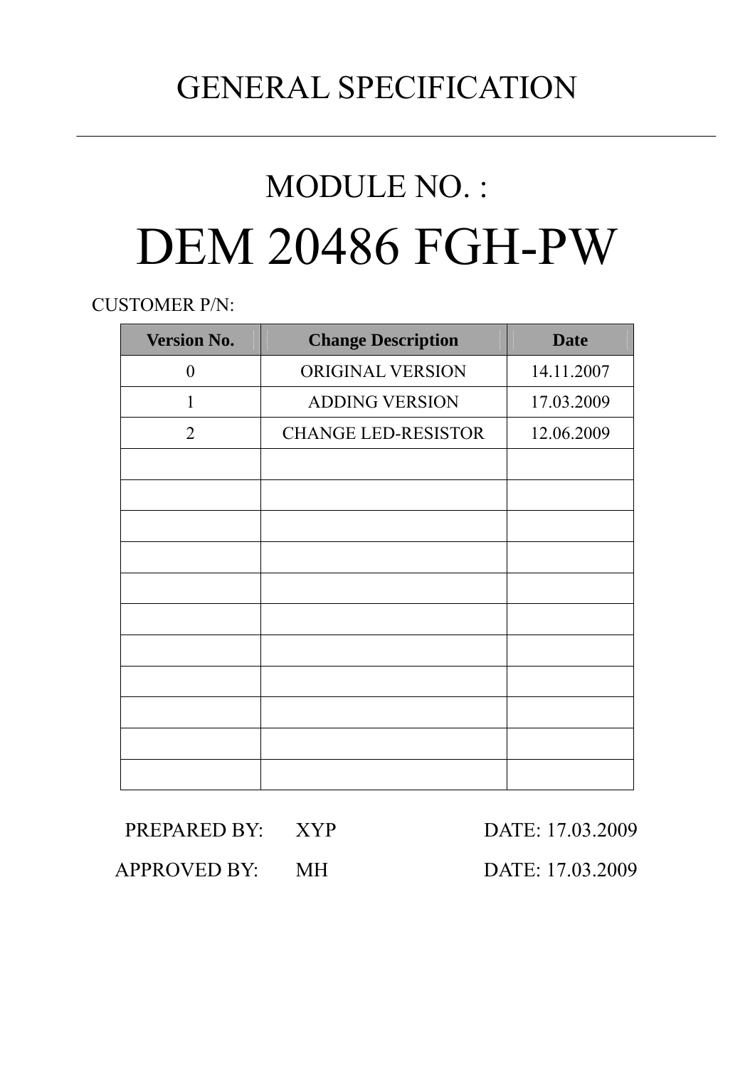# GENERAL SPECIFICATION

---

## MODULE NO. :

# DEM 20486 FGH-PW

CUSTOMER P/N:

| Version No. | Change Description | Date |
|---|---|---|
| 0 | ORIGINAL VERSION | 14.11.2007 |
| 1 | ADDING VERSION | 17.03.2009 |
| 2 | CHANGE LED-RESISTOR | 12.06.2009 |
| | | |
| | | |
| | | |
| | | |
| | | |
| | | |
| | | |
| | | |
| | | |
| | | |
| | | |

PREPARED BY: XYP DATE: 17.03.2009

APPROVED BY: MH DATE: 17.03.2009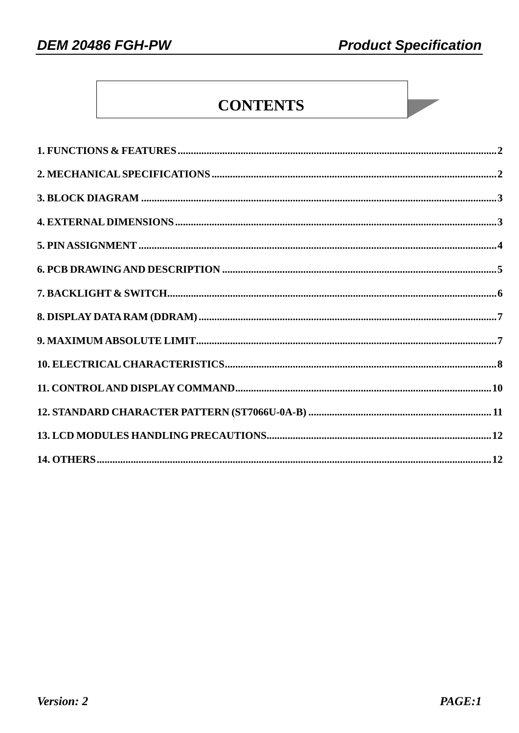# CONTENTS

1. FUNCTIONS & FEATURES........................................................................................................2

2. MECHANICAL SPECIFICATIONS..........................................................................................2

3. BLOCK DIAGRAM ......................................................................................................................3

4. EXTERNAL DIMENSIONS..........................................................................................................3

5. PIN ASSIGNMENT .......................................................................................................................4

6. PCB DRAWING AND DESCRIPTION ........................................................................................5

7. BACKLIGHT & SWITCH.............................................................................................................6

8. DISPLAY DATA RAM (DDRAM)................................................................................................7

9. MAXIMUM ABSOLUTE LIMIT..................................................................................................7

10. ELECTRICAL CHARACTERISTICS........................................................................................8

11. CONTROL AND DISPLAY COMMAND.................................................................................10

12. STANDARD CHARACTER PATTERN (ST7066U-0A-B) ......................................................11

13. LCD MODULES HANDLING PRECAUTIONS......................................................................12

14. OTHERS......................................................................................................................................12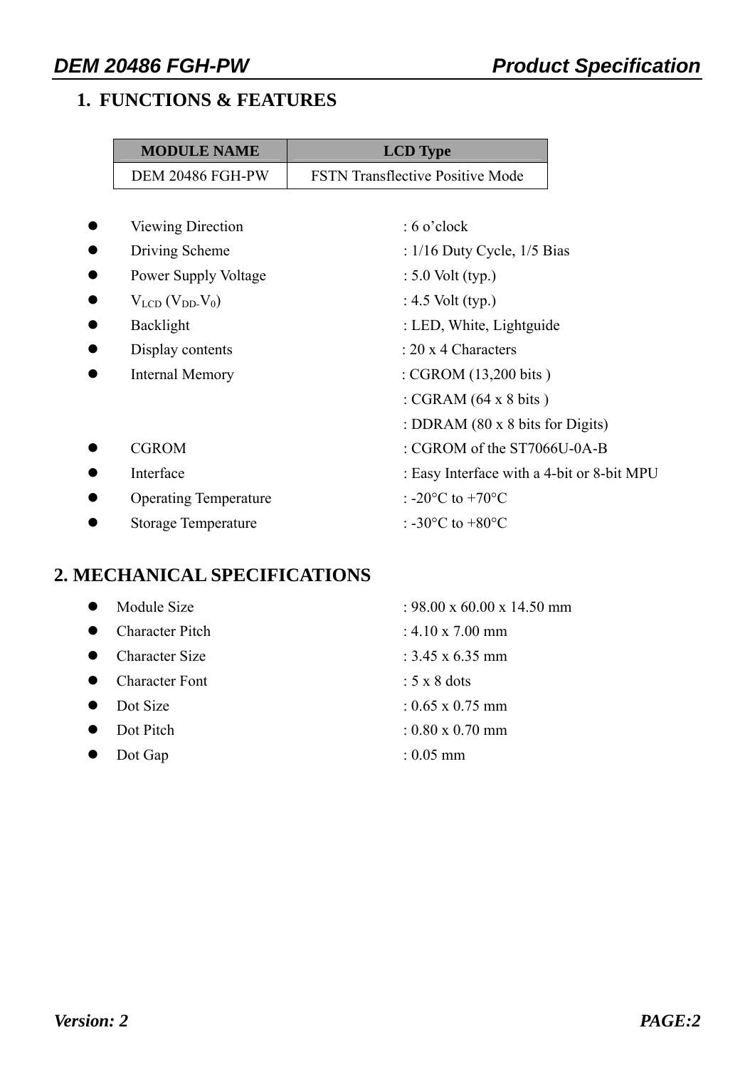## 1. FUNCTIONS & FEATURES

| MODULE NAME | LCD Type |
|---|---|
| DEM 20486 FGH-PW | FSTN Transflective Positive Mode |

- Viewing Direction : 6 o'clock
- Driving Scheme : 1/16 Duty Cycle, 1/5 Bias
- Power Supply Voltage : 5.0 Volt (typ.)
- $V_{LCD}$ ($V_{DD}$-$V_0$) : 4.5 Volt (typ.)
- Backlight : LED, White, Lightguide
- Display contents : 20 x 4 Characters
- Internal Memory : CGROM (13,200 bits )
  : CGRAM (64 x 8 bits )
  : DDRAM (80 x 8 bits for Digits)
- CGROM : CGROM of the ST7066U-0A-B
- Interface : Easy Interface with a 4-bit or 8-bit MPU
- Operating Temperature : -20°C to +70°C
- Storage Temperature : -30°C to +80°C

## 2. MECHANICAL SPECIFICATIONS

- Module Size : 98.00 x 60.00 x 14.50 mm
- Character Pitch : 4.10 x 7.00 mm
- Character Size : 3.45 x 6.35 mm
- Character Font : 5 x 8 dots
- Dot Size : 0.65 x 0.75 mm
- Dot Pitch : 0.80 x 0.70 mm
- Dot Gap : 0.05 mm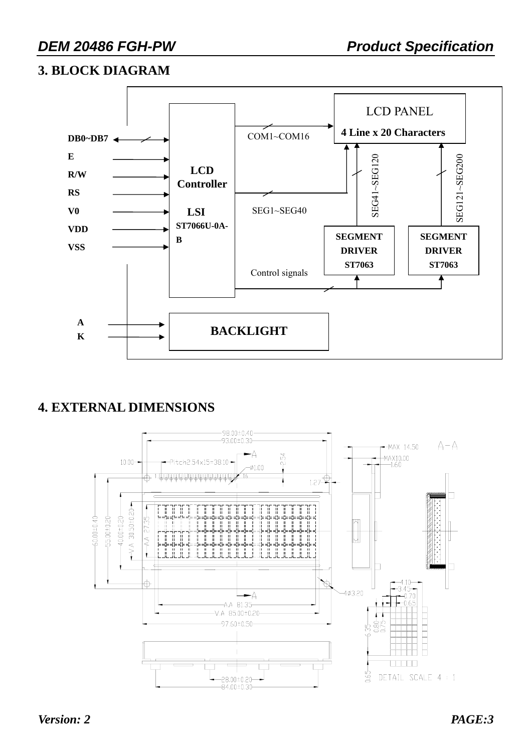## 3. BLOCK DIAGRAM

DB0~DB7

E

R/W

RS

V0

VDD

VSS

LCD Controller

LSI ST7066U-0A-B

COM1~COM16

SEG1~SEG40

Control signals

LCD PANEL

4 Line x 20 Characters

SEG41~SEG120

SEG121~SEG200

SEGMENT DRIVER ST7063

SEGMENT DRIVER ST7063

A

K

BACKLIGHT

## 4. EXTERNAL DIMENSIONS

98.00±0.40

93.00±0.30

10.00

Pitch2.54x15=38.10

A

Ø1.00

2.54

1 … 16

1.27

60.00±0.40

55.00±0.20

40.00±0.20

V.A 30.50±0.20

AA 27.35

4Ø3.20

AA 81.35

V.A 85.00±0.20

97.60±0.50

28.00±0.20

84.00±0.30

MAX 14.50

MAX10.00

1.60

A-A

4.10

3.45

0.70

0.65

6.35

0.80

0.75

0.65

DETAIL SCALE 4 : 1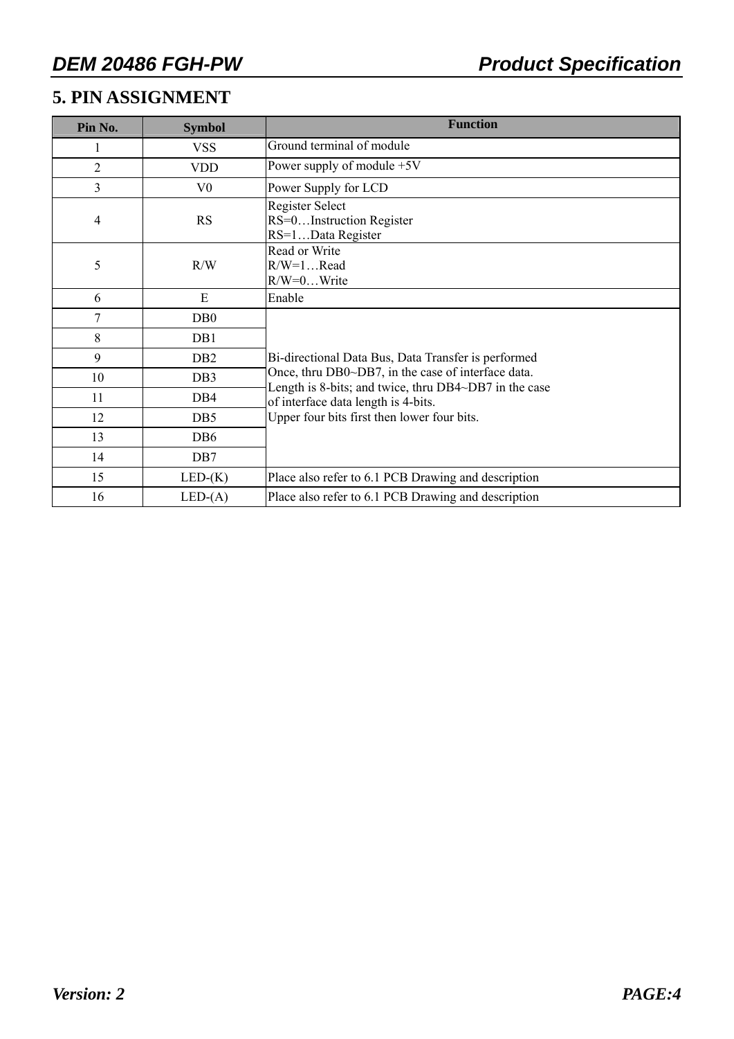## 5. PIN ASSIGNMENT

| Pin No. | Symbol | Function |
|---|---|---|
| 1 | VSS | Ground terminal of module |
| 2 | VDD | Power supply of module +5V |
| 3 | V0 | Power Supply for LCD |
| 4 | RS | Register Select<br>RS=0…Instruction Register<br>RS=1…Data Register |
| 5 | R/W | Read or Write<br>R/W=1…Read<br>R/W=0…Write |
| 6 | E | Enable |
| 7 | DB0 | Bi-directional Data Bus, Data Transfer is performed Once, thru DB0~DB7, in the case of interface data. Length is 8-bits; and twice, thru DB4~DB7 in the case of interface data length is 4-bits.<br>Upper four bits first then lower four bits. |
| 8 | DB1 | |
| 9 | DB2 | |
| 10 | DB3 | |
| 11 | DB4 | |
| 12 | DB5 | |
| 13 | DB6 | |
| 14 | DB7 | |
| 15 | LED-(K) | Place also refer to 6.1 PCB Drawing and description |
| 16 | LED-(A) | Place also refer to 6.1 PCB Drawing and description |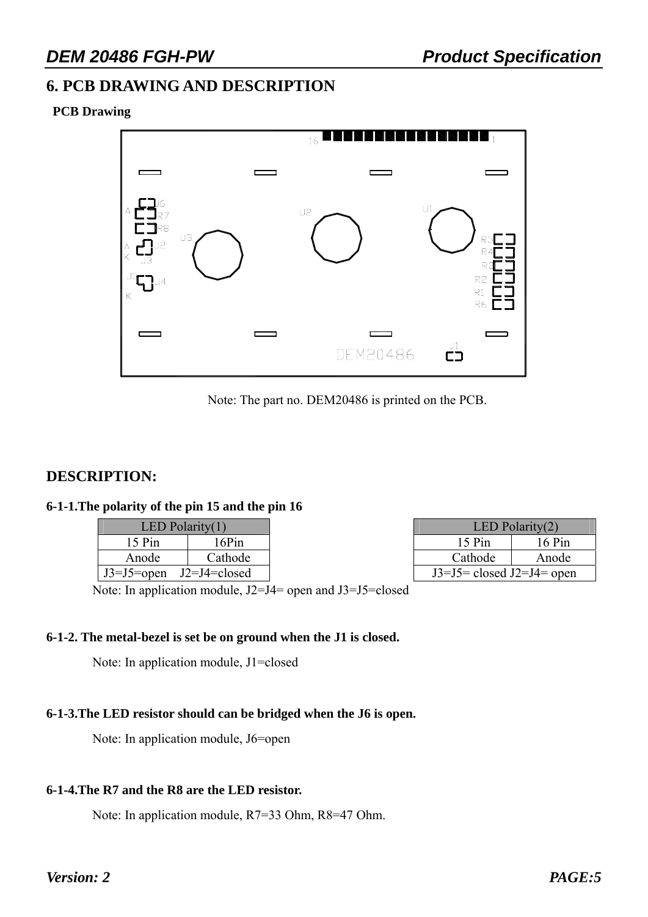# 6. PCB DRAWING AND DESCRIPTION

**PCB Drawing**

Note: The part no. DEM20486 is printed on the PCB.

## DESCRIPTION:

**6-1-1.The polarity of the pin 15 and the pin 16**

| LED Polarity(1) | |
|---|---|
| 15 Pin | 16Pin |
| Anode | Cathode |
| J3=J5=open J2=J4=closed | |

| LED Polarity(2) | |
|---|---|
| 15 Pin | 16 Pin |
| Cathode | Anode |
| J3=J5= closed J2=J4= open | |

Note: In application module, J2=J4= open and J3=J5=closed

**6-1-2. The metal-bezel is set be on ground when the J1 is closed.**

Note: In application module, J1=closed

**6-1-3.The LED resistor should can be bridged when the J6 is open.**

Note: In application module, J6=open

**6-1-4.The R7 and the R8 are the LED resistor.**

Note: In application module, R7=33 Ohm, R8=47 Ohm.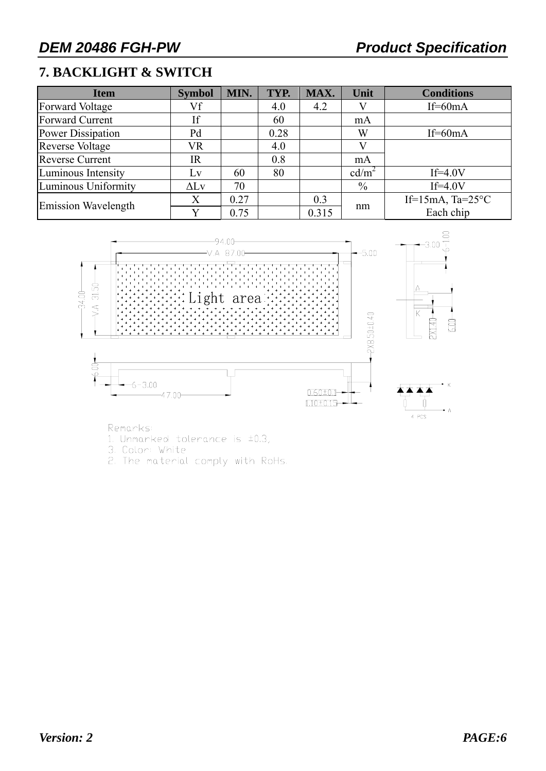## 7. BACKLIGHT & SWITCH

| Item | Symbol | MIN. | TYP. | MAX. | Unit | Conditions |
|---|---|---|---|---|---|---|
| Forward Voltage | Vf | | 4.0 | 4.2 | V | If=60mA |
| Forward Current | If | | 60 | | mA | |
| Power Dissipation | Pd | | 0.28 | | W | If=60mA |
| Reverse Voltage | VR | | 4.0 | | V | |
| Reverse Current | IR | | 0.8 | | mA | |
| Luminous Intensity | Lv | 60 | 80 | | cd/m$^2$ | If=4.0V |
| Luminous Uniformity | ΔLv | 70 | | | % | If=4.0V |
| Emission Wavelength | X | 0.27 | | 0.3 | nm | If=15mA, Ta=25°C Each chip |
| | Y | 0.75 | | 0.315 | | |

Remarks:
1. Unmarked tolerance is ±0.3;
3. Color: White
2. The material comply with RoHs.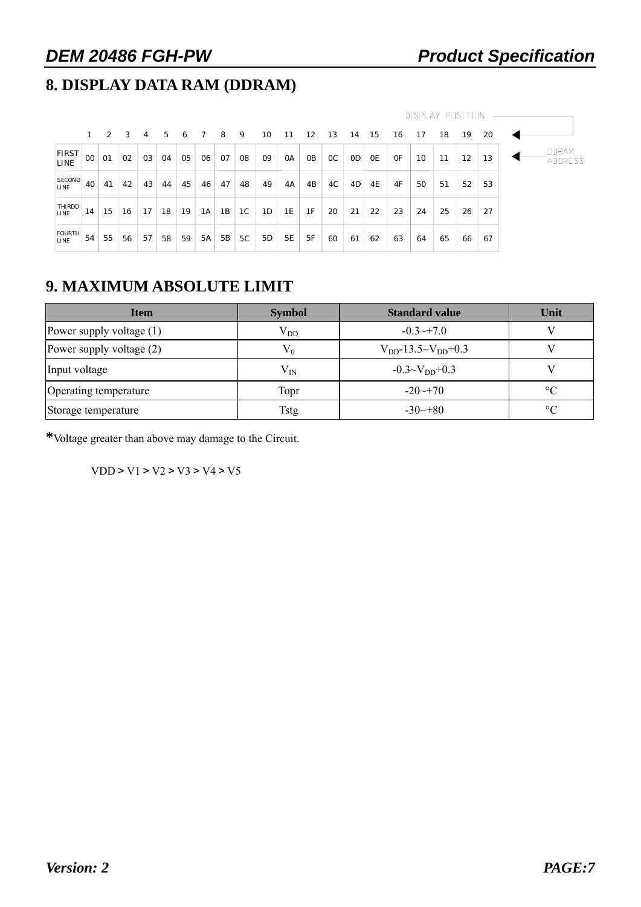## 8. DISPLAY DATA RAM (DDRAM)

DISPLAY POSITION

| | 1 | 2 | 3 | 4 | 5 | 6 | 7 | 8 | 9 | 10 | 11 | 12 | 13 | 14 | 15 | 16 | 17 | 18 | 19 | 20 |
|---|---|---|---|---|---|---|---|---|---|---|---|---|---|---|---|---|---|---|---|---|
| FIRST LINE | 00 | 01 | 02 | 03 | 04 | 05 | 06 | 07 | 08 | 09 | 0A | 0B | 0C | 0D | 0E | 0F | 10 | 11 | 12 | 13 |
| SECOND LINE | 40 | 41 | 42 | 43 | 44 | 45 | 46 | 47 | 48 | 49 | 4A | 4B | 4C | 4D | 4E | 4F | 50 | 51 | 52 | 53 |
| THIRDD LINE | 14 | 15 | 16 | 17 | 18 | 19 | 1A | 1B | 1C | 1D | 1E | 1F | 20 | 21 | 22 | 23 | 24 | 25 | 26 | 27 |
| FOURTH LINE | 54 | 55 | 56 | 57 | 58 | 59 | 5A | 5B | 5C | 5D | 5E | 5F | 60 | 61 | 62 | 63 | 64 | 65 | 66 | 67 |

DDRAM ADDRESS

## 9. MAXIMUM ABSOLUTE LIMIT

| Item | Symbol | Standard value | Unit |
|---|---|---|---|
| Power supply voltage (1) | $V_{DD}$ | -0.3~+7.0 | V |
| Power supply voltage (2) | $V_0$ | $V_{DD}$-13.5~$V_{DD}$+0.3 | V |
| Input voltage | $V_{IN}$ | -0.3~$V_{DD}$+0.3 | V |
| Operating temperature | Topr | -20~+70 | °C |
| Storage temperature | Tstg | -30~+80 | °C |

*Voltage greater than above may damage to the Circuit.

VDD > V1 > V2 > V3 > V4 > V5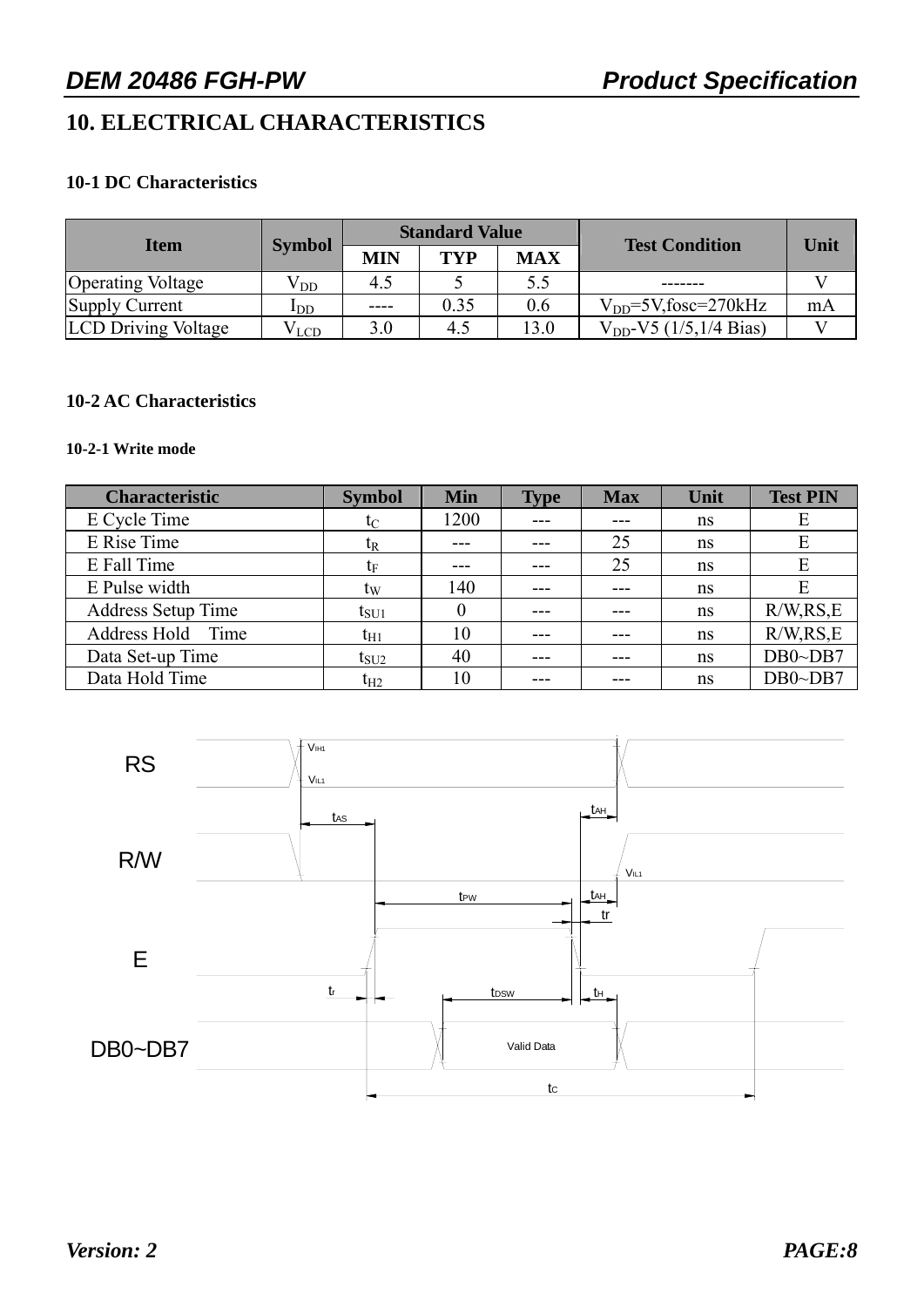# 10. ELECTRICAL CHARACTERISTICS

## 10-1 DC Characteristics

| Item | Symbol | Standard Value | | | Test Condition | Unit |
|---|---|---|---|---|---|---|
| | | MIN | TYP | MAX | | |
| Operating Voltage | $V_{DD}$ | 4.5 | 5 | 5.5 | ------- | V |
| Supply Current | $I_{DD}$ | ---- | 0.35 | 0.6 | $V_{DD}$=5V,fosc=270kHz | mA |
| LCD Driving Voltage | $V_{LCD}$ | 3.0 | 4.5 | 13.0 | $V_{DD}$-V5 (1/5,1/4 Bias) | V |

## 10-2 AC Characteristics

### 10-2-1 Write mode

| Characteristic | Symbol | Min | Type | Max | Unit | Test PIN |
|---|---|---|---|---|---|---|
| E Cycle Time | $t_C$ | 1200 | --- | --- | ns | E |
| E Rise Time | $t_R$ | --- | --- | 25 | ns | E |
| E Fall Time | $t_F$ | --- | --- | 25 | ns | E |
| E Pulse width | $t_W$ | 140 | --- | --- | ns | E |
| Address Setup Time | $t_{SU1}$ | 0 | --- | --- | ns | R/W,RS,E |
| Address Hold Time | $t_{H1}$ | 10 | --- | --- | ns | R/W,RS,E |
| Data Set-up Time | $t_{SU2}$ | 40 | --- | --- | ns | DB0~DB7 |
| Data Hold Time | $t_{H2}$ | 10 | --- | --- | ns | DB0~DB7 |

RS

R/W

E

DB0~DB7

$V_{IH1}$ $V_{IL1}$ $t_{AS}$ $t_{AH}$ $t_{PW}$ $t_r$ $t_f$ $t_{DSW}$ $t_H$ Valid Data $t_C$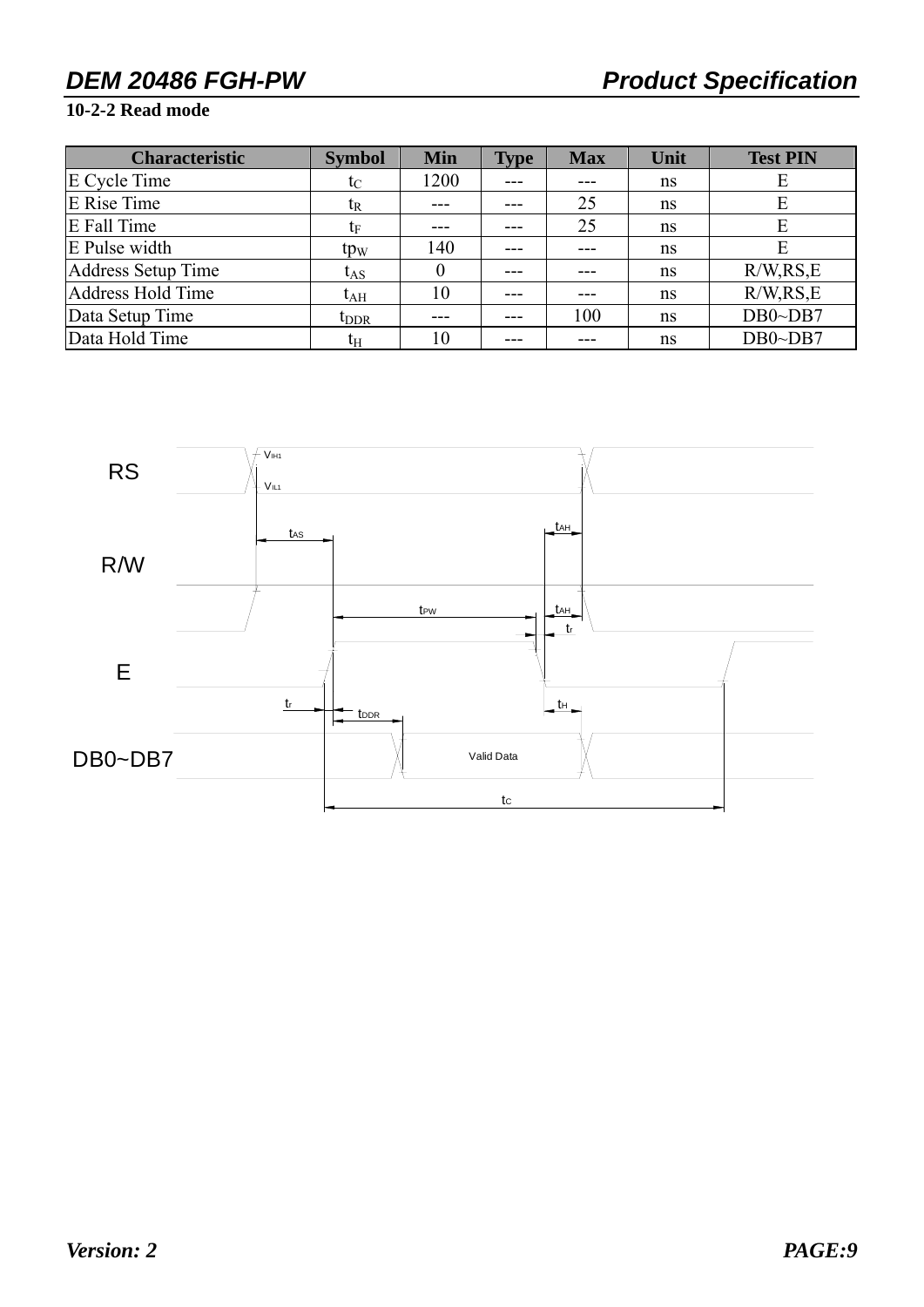### 10-2-2 Read mode

| Characteristic | Symbol | Min | Type | Max | Unit | Test PIN |
|---|---|---|---|---|---|---|
| E Cycle Time | $t_C$ | 1200 | --- | --- | ns | E |
| E Rise Time | $t_R$ | --- | --- | 25 | ns | E |
| E Fall Time | $t_F$ | --- | --- | 25 | ns | E |
| E Pulse width | $tp_W$ | 140 | --- | --- | ns | E |
| Address Setup Time | $t_{AS}$ | 0 | --- | --- | ns | R/W,RS,E |
| Address Hold Time | $t_{AH}$ | 10 | --- | --- | ns | R/W,RS,E |
| Data Setup Time | $t_{DDR}$ | --- | --- | 100 | ns | DB0~DB7 |
| Data Hold Time | $t_H$ | 10 | --- | --- | ns | DB0~DB7 |

RS

R/W

E

DB0~DB7

$V_{IH1}$ $V_{IL1}$ $t_{AS}$ $t_{AH}$ $t_{PW}$ $t_{AH}$ $t_r$ $t_r$ $t_{DDR}$ $t_H$ Valid Data $t_C$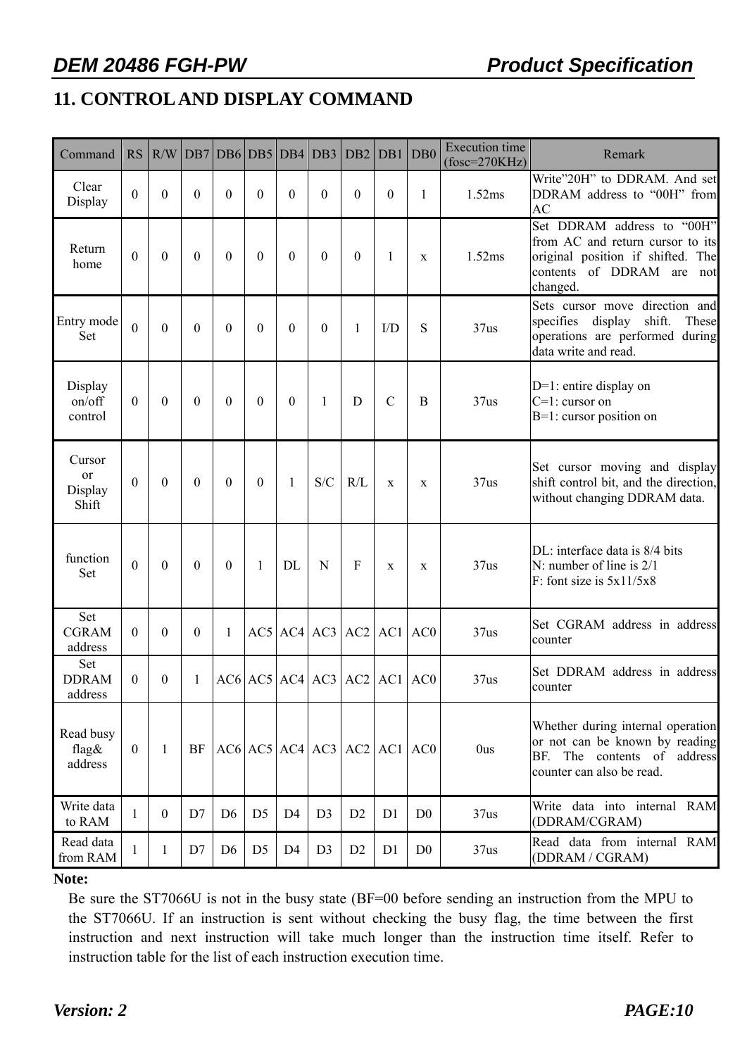# 11. CONTROL AND DISPLAY COMMAND

| Command | RS | R/W | DB7 | DB6 | DB5 | DB4 | DB3 | DB2 | DB1 | DB0 | Execution time (fosc=270KHz) | Remark |
|---|---|---|---|---|---|---|---|---|---|---|---|---|
| Clear Display | 0 | 0 | 0 | 0 | 0 | 0 | 0 | 0 | 0 | 1 | 1.52ms | Write"20H" to DDRAM. And set DDRAM address to "00H" from AC |
| Return home | 0 | 0 | 0 | 0 | 0 | 0 | 0 | 0 | 1 | x | 1.52ms | Set DDRAM address to "00H" from AC and return cursor to its original position if shifted. The contents of DDRAM are not changed. |
| Entry mode Set | 0 | 0 | 0 | 0 | 0 | 0 | 0 | 1 | I/D | S | 37us | Sets cursor move direction and specifies display shift. These operations are performed during data write and read. |
| Display on/off control | 0 | 0 | 0 | 0 | 0 | 0 | 1 | D | C | B | 37us | D=1: entire display on<br>C=1: cursor on<br>B=1: cursor position on |
| Cursor or Display Shift | 0 | 0 | 0 | 0 | 0 | 1 | S/C | R/L | x | x | 37us | Set cursor moving and display shift control bit, and the direction, without changing DDRAM data. |
| function Set | 0 | 0 | 0 | 0 | 1 | DL | N | F | x | x | 37us | DL: interface data is 8/4 bits<br>N: number of line is 2/1<br>F: font size is 5x11/5x8 |
| Set CGRAM address | 0 | 0 | 0 | 1 | AC5 | AC4 | AC3 | AC2 | AC1 | AC0 | 37us | Set CGRAM address in address counter |
| Set DDRAM address | 0 | 0 | 1 | AC6 | AC5 | AC4 | AC3 | AC2 | AC1 | AC0 | 37us | Set DDRAM address in address counter |
| Read busy flag& address | 0 | 1 | BF | AC6 | AC5 | AC4 | AC3 | AC2 | AC1 | AC0 | 0us | Whether during internal operation or not can be known by reading BF. The contents of address counter can also be read. |
| Write data to RAM | 1 | 0 | D7 | D6 | D5 | D4 | D3 | D2 | D1 | D0 | 37us | Write data into internal RAM (DDRAM/CGRAM) |
| Read data from RAM | 1 | 1 | D7 | D6 | D5 | D4 | D3 | D2 | D1 | D0 | 37us | Read data from internal RAM (DDRAM / CGRAM) |

**Note:**

Be sure the ST7066U is not in the busy state (BF=00 before sending an instruction from the MPU to the ST7066U. If an instruction is sent without checking the busy flag, the time between the first instruction and next instruction will take much longer than the instruction time itself. Refer to instruction table for the list of each instruction execution time.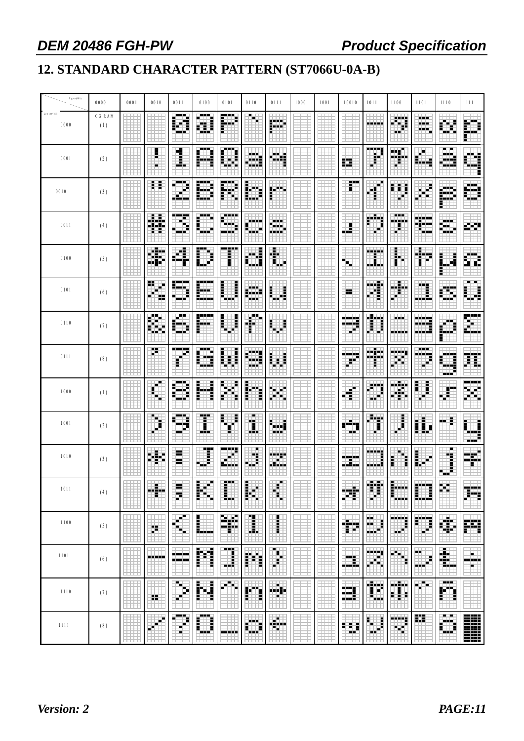## 12. STANDARD CHARACTER PATTERN (ST7066U-0A-B)

| Upper(4bit) / Lower(4bit) | 0000 | 0001 | 0010 | 0011 | 0100 | 0101 | 0110 | 0111 | 1000 | 1001 | 10010 | 1011 | 1100 | 1101 | 1110 | 1111 |
|---|---|---|---|---|---|---|---|---|---|---|---|---|---|---|---|---|
| 0000 | CG RAM (1) | | | 0 | @ | P | ` | p | | | | ー | タ | ミ | α | p |
| 0001 | (2) | | ! | 1 | A | Q | a | q | | | 。 | ア | チ | ム | ä | q |
| 0010 | (3) | | " | 2 | B | R | b | r | | | 「 | イ | ツ | メ | β | θ |
| 0011 | (4) | | # | 3 | C | S | c | s | | | 」 | ウ | テ | モ | ε | ∞ |
| 0100 | (5) | | $ | 4 | D | T | d | t | | | 、 | エ | ト | ヤ | μ | Ω |
| 0101 | (6) | | % | 5 | E | U | e | u | | | ・ | オ | ナ | ユ | σ | ü |
| 0110 | (7) | | & | 6 | F | V | f | v | | | ヲ | カ | ニ | ヨ | ρ | Σ |
| 0111 | (8) | | ' | 7 | G | W | g | w | | | ァ | キ | ヌ | ラ | g | π |
| 1000 | (1) | | ( | 8 | H | X | h | x | | | ィ | ク | ネ | リ | √ | x̄ |
| 1001 | (2) | | ) | 9 | I | Y | i | y | | | ゥ | ケ | ノ | ル | ⁻¹ | y |
| 1010 | (3) | | * | : | J | Z | j | z | | | ェ | コ | ハ | レ | j | 千 |
| 1011 | (4) | | + | ; | K | [ | k | { | | | ォ | サ | ヒ | ロ | × | 万 |
| 1100 | (5) | | , | < | L | ¥ | l | \| | | | ャ | シ | フ | ワ | ¢ | 円 |
| 1101 | (6) | | - | = | M | ] | m | } | | | ュ | ス | ヘ | ン | £ | ÷ |
| 1110 | (7) | | . | > | N | ^ | n | → | | | ョ | セ | ホ | ゛ | ñ | |
| 1111 | (8) | | / | ? | O | _ | o | ← | | | ッ | ソ | マ | ゜ | ö | █ |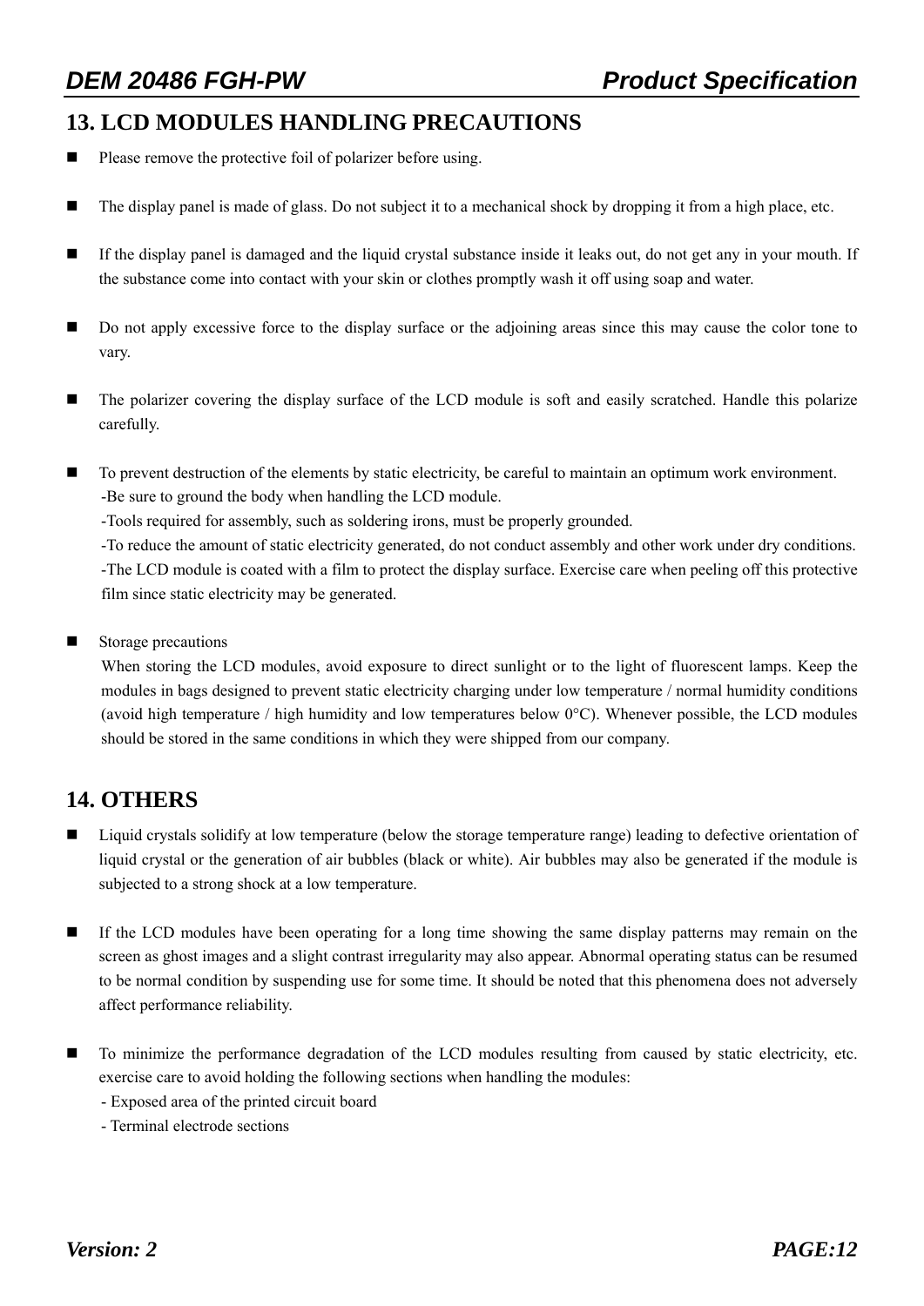## 13. LCD MODULES HANDLING PRECAUTIONS

- Please remove the protective foil of polarizer before using.

- The display panel is made of glass. Do not subject it to a mechanical shock by dropping it from a high place, etc.

- If the display panel is damaged and the liquid crystal substance inside it leaks out, do not get any in your mouth. If the substance come into contact with your skin or clothes promptly wash it off using soap and water.

- Do not apply excessive force to the display surface or the adjoining areas since this may cause the color tone to vary.

- The polarizer covering the display surface of the LCD module is soft and easily scratched. Handle this polarize carefully.

- To prevent destruction of the elements by static electricity, be careful to maintain an optimum work environment.
  -Be sure to ground the body when handling the LCD module.
  -Tools required for assembly, such as soldering irons, must be properly grounded.
  -To reduce the amount of static electricity generated, do not conduct assembly and other work under dry conditions.
  -The LCD module is coated with a film to protect the display surface. Exercise care when peeling off this protective film since static electricity may be generated.

- Storage precautions
  When storing the LCD modules, avoid exposure to direct sunlight or to the light of fluorescent lamps. Keep the modules in bags designed to prevent static electricity charging under low temperature / normal humidity conditions (avoid high temperature / high humidity and low temperatures below 0°C). Whenever possible, the LCD modules should be stored in the same conditions in which they were shipped from our company.

## 14. OTHERS

- Liquid crystals solidify at low temperature (below the storage temperature range) leading to defective orientation of liquid crystal or the generation of air bubbles (black or white). Air bubbles may also be generated if the module is subjected to a strong shock at a low temperature.

- If the LCD modules have been operating for a long time showing the same display patterns may remain on the screen as ghost images and a slight contrast irregularity may also appear. Abnormal operating status can be resumed to be normal condition by suspending use for some time. It should be noted that this phenomena does not adversely affect performance reliability.

- To minimize the performance degradation of the LCD modules resulting from caused by static electricity, etc. exercise care to avoid holding the following sections when handling the modules:
  - Exposed area of the printed circuit board
  - Terminal electrode sections